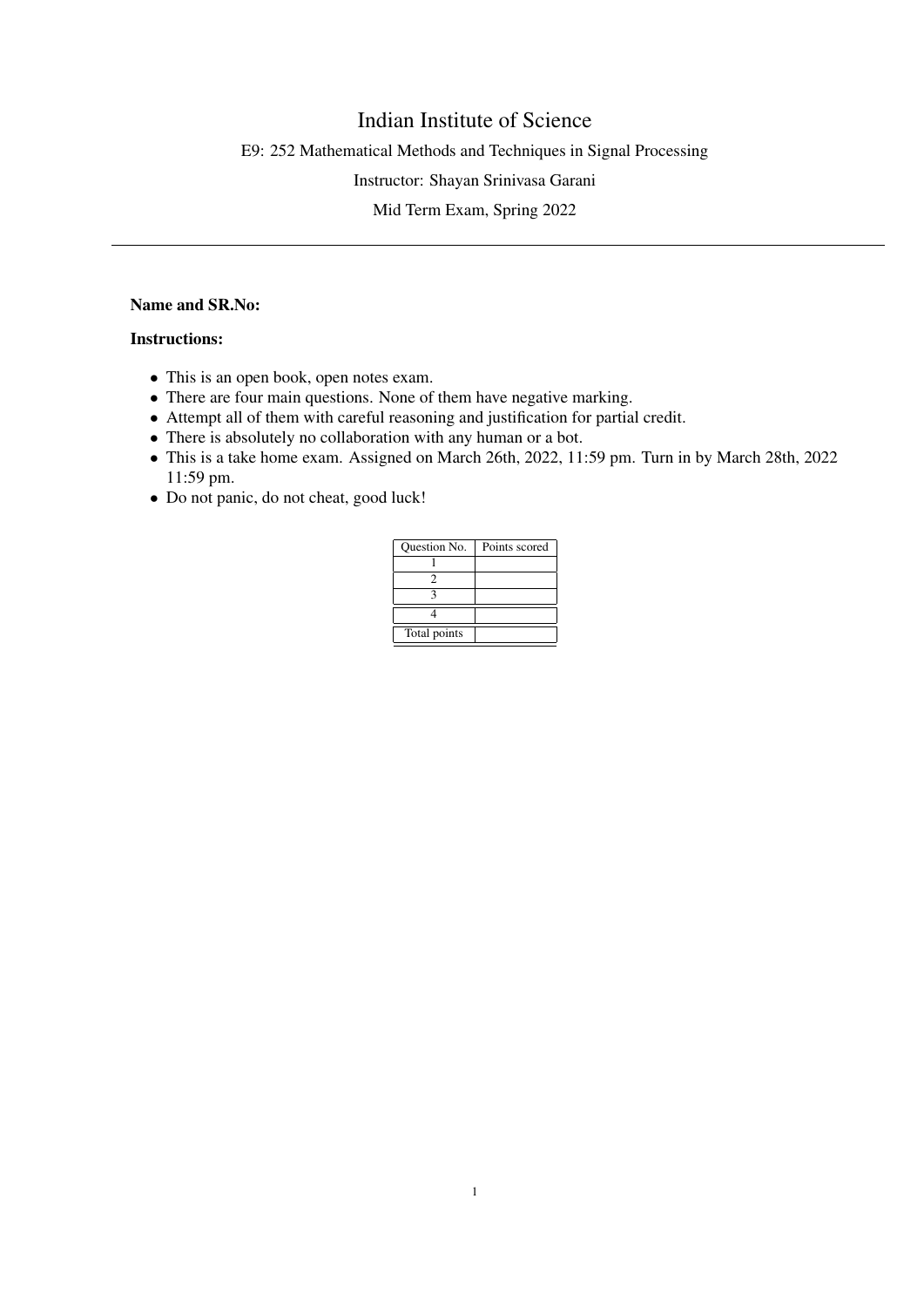# Indian Institute of Science

E9: 252 Mathematical Methods and Techniques in Signal Processing

Instructor: Shayan Srinivasa Garani

Mid Term Exam, Spring 2022

---

**Name and SR.No:**

**Instructions:**

- This is an open book, open notes exam.
- There are four main questions. None of them have negative marking.
- Attempt all of them with careful reasoning and justification for partial credit.
- There is absolutely no collaboration with any human or a bot.
- This is a take home exam. Assigned on March 26th, 2022, 11:59 pm. Turn in by March 28th, 2022 11:59 pm.
- Do not panic, do not cheat, good luck!

| Question No. | Points scored |
|---|---|
| 1 | |
| 2 | |
| 3 | |
| 4 | |
| Total points | |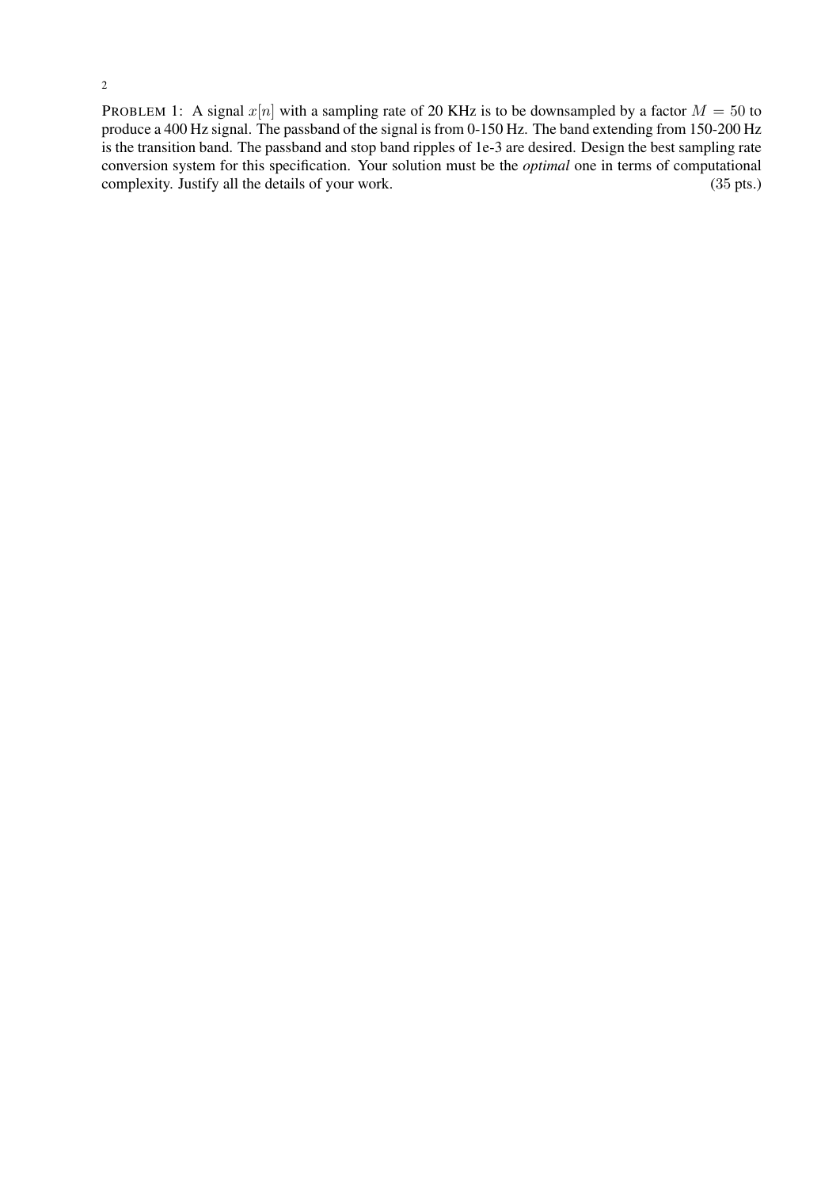PROBLEM 1: A signal $x[n]$ with a sampling rate of 20 KHz is to be downsampled by a factor $M = 50$ to produce a 400 Hz signal. The passband of the signal is from 0-150 Hz. The band extending from 150-200 Hz is the transition band. The passband and stop band ripples of 1e-3 are desired. Design the best sampling rate conversion system for this specification. Your solution must be the *optimal* one in terms of computational complexity. Justify all the details of your work. (35 pts.)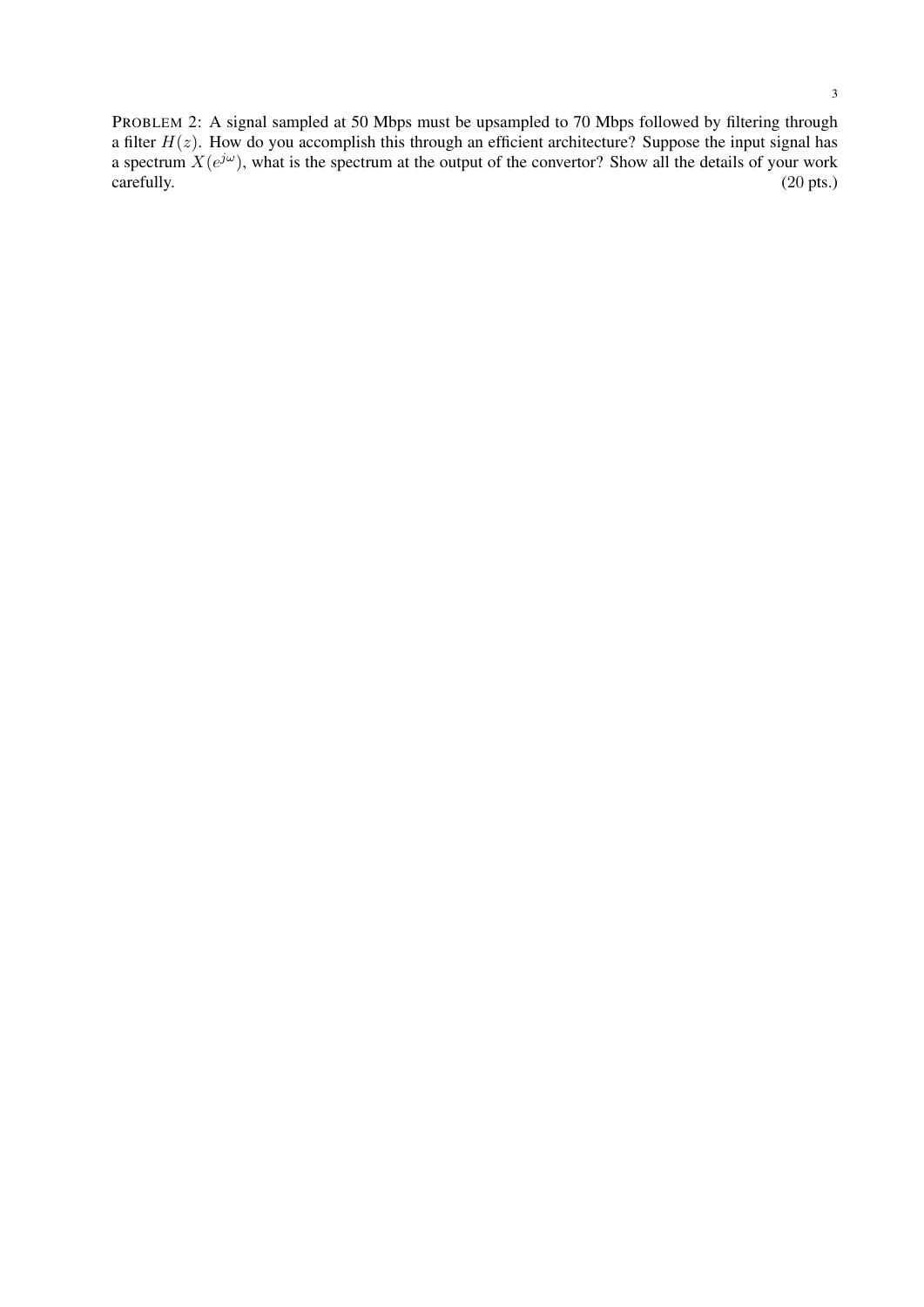PROBLEM 2: A signal sampled at 50 Mbps must be upsampled to 70 Mbps followed by filtering through a filter $H(z)$. How do you accomplish this through an efficient architecture? Suppose the input signal has a spectrum $X(e^{j\omega})$, what is the spectrum at the output of the convertor? Show all the details of your work carefully. (20 pts.)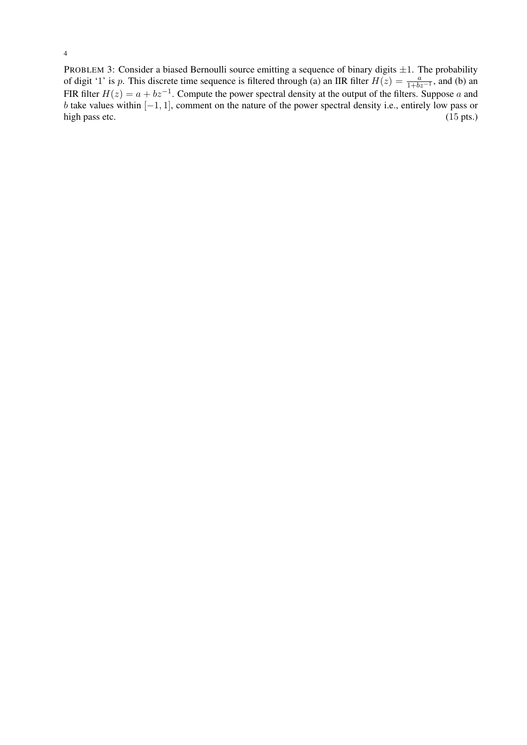PROBLEM 3: Consider a biased Bernoulli source emitting a sequence of binary digits $\pm 1$. The probability of digit '1' is $p$. This discrete time sequence is filtered through (a) an IIR filter $H(z) = \frac{a}{1+bz^{-1}}$, and (b) an FIR filter $H(z) = a + bz^{-1}$. Compute the power spectral density at the output of the filters. Suppose $a$ and $b$ take values within $[-1, 1]$, comment on the nature of the power spectral density i.e., entirely low pass or high pass etc. (15 pts.)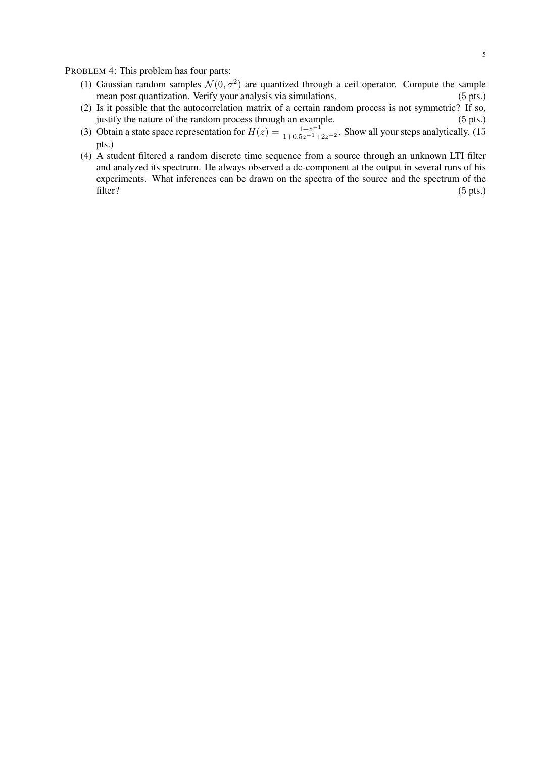PROBLEM 4: This problem has four parts:

1. Gaussian random samples $\mathcal{N}(0, \sigma^2)$ are quantized through a ceil operator. Compute the sample mean post quantization. Verify your analysis via simulations. (5 pts.)
2. Is it possible that the autocorrelation matrix of a certain random process is not symmetric? If so, justify the nature of the random process through an example. (5 pts.)
3. Obtain a state space representation for $H(z) = \frac{1+z^{-1}}{1+0.5z^{-1}+2z^{-2}}$. Show all your steps analytically. (15 pts.)
4. A student filtered a random discrete time sequence from a source through an unknown LTI filter and analyzed its spectrum. He always observed a dc-component at the output in several runs of his experiments. What inferences can be drawn on the spectra of the source and the spectrum of the filter? (5 pts.)